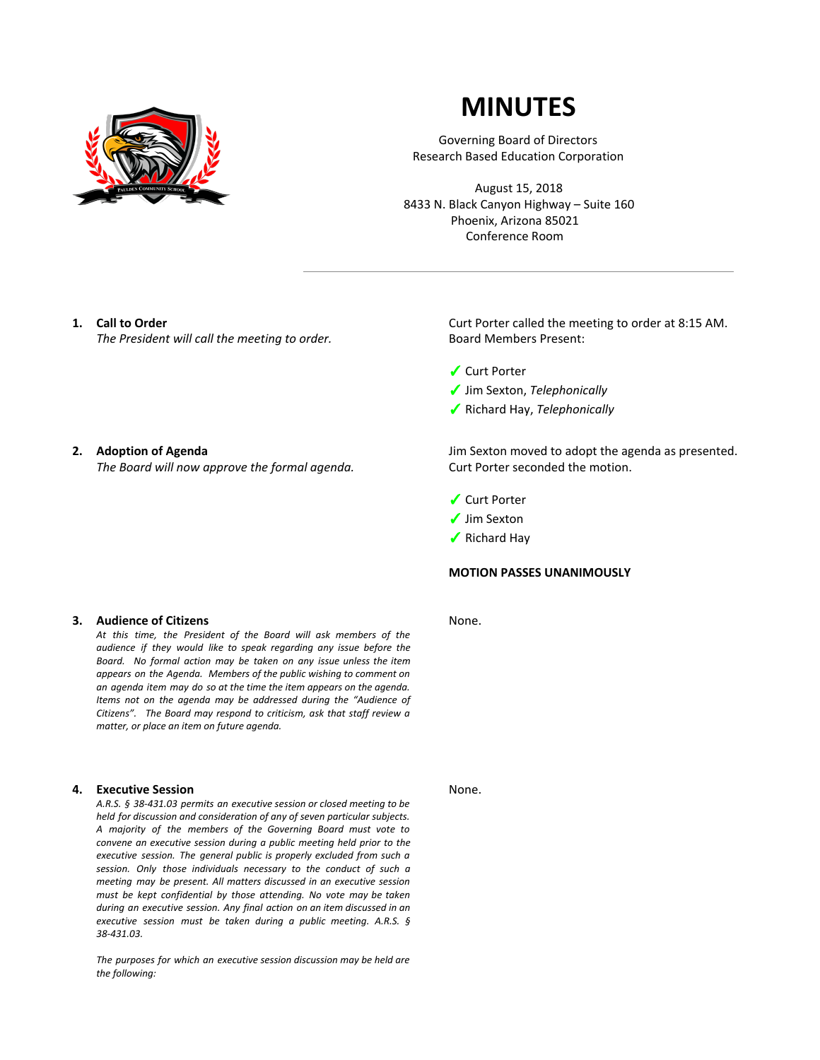# MINUTES

Governing Board of Directors
Research Based Education Corporation

August 15, 2018
8433 N. Black Canyon Highway – Suite 160
Phoenix, Arizona 85021
Conference Room

---

**1. Call to Order**
*The President will call the meeting to order.*

Curt Porter called the meeting to order at 8:15 AM.
Board Members Present:

- ✓ Curt Porter
- ✓ Jim Sexton, *Telephonically*
- ✓ Richard Hay, *Telephonically*

**2. Adoption of Agenda**
*The Board will now approve the formal agenda.*

Jim Sexton moved to adopt the agenda as presented.
Curt Porter seconded the motion.

- ✓ Curt Porter
- ✓ Jim Sexton
- ✓ Richard Hay

**MOTION PASSES UNANIMOUSLY**

**3. Audience of Citizens**
*At this time, the President of the Board will ask members of the audience if they would like to speak regarding any issue before the Board. No formal action may be taken on any issue unless the item appears on the Agenda. Members of the public wishing to comment on an agenda item may do so at the time the item appears on the agenda. Items not on the agenda may be addressed during the "Audience of Citizens". The Board may respond to criticism, ask that staff review a matter, or place an item on future agenda.*

None.

**4. Executive Session**
*A.R.S. § 38-431.03 permits an executive session or closed meeting to be held for discussion and consideration of any of seven particular subjects. A majority of the members of the Governing Board must vote to convene an executive session during a public meeting held prior to the executive session. The general public is properly excluded from such a session. Only those individuals necessary to the conduct of such a meeting may be present. All matters discussed in an executive session must be kept confidential by those attending. No vote may be taken during an executive session. Any final action on an item discussed in an executive session must be taken during a public meeting. A.R.S. § 38-431.03.*

*The purposes for which an executive session discussion may be held are the following:*

None.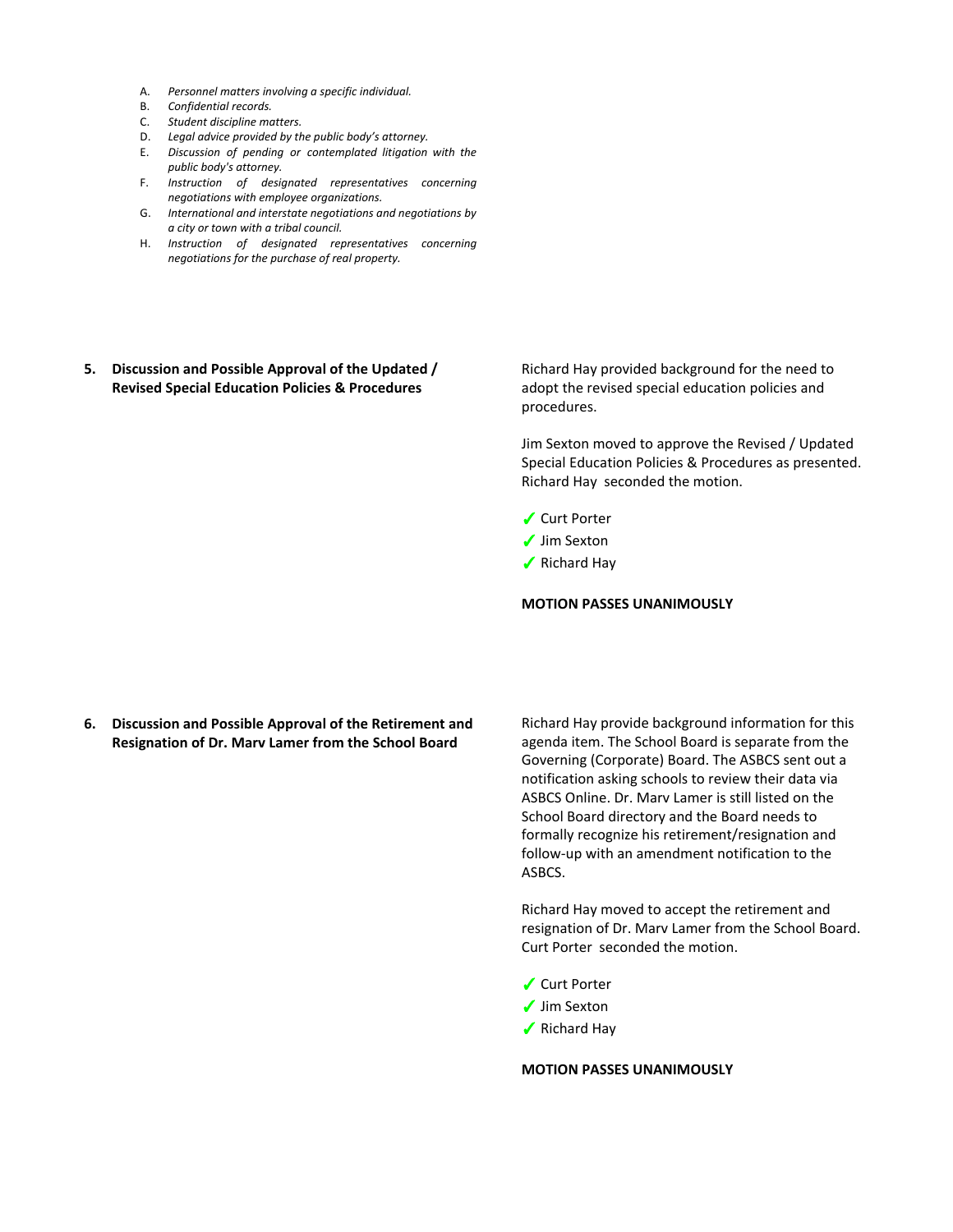A. *Personnel matters involving a specific individual.*
B. *Confidential records.*
C. *Student discipline matters.*
D. *Legal advice provided by the public body's attorney.*
E. *Discussion of pending or contemplated litigation with the public body's attorney.*
F. *Instruction of designated representatives concerning negotiations with employee organizations.*
G. *International and interstate negotiations and negotiations by a city or town with a tribal council.*
H. *Instruction of designated representatives concerning negotiations for the purchase of real property.*

**5. Discussion and Possible Approval of the Updated / Revised Special Education Policies & Procedures**

Richard Hay provided background for the need to adopt the revised special education policies and procedures.

Jim Sexton moved to approve the Revised / Updated Special Education Policies & Procedures as presented. Richard Hay seconded the motion.

✓ Curt Porter
✓ Jim Sexton
✓ Richard Hay

**MOTION PASSES UNANIMOUSLY**

**6. Discussion and Possible Approval of the Retirement and Resignation of Dr. Marv Lamer from the School Board**

Richard Hay provide background information for this agenda item. The School Board is separate from the Governing (Corporate) Board. The ASBCS sent out a notification asking schools to review their data via ASBCS Online. Dr. Marv Lamer is still listed on the School Board directory and the Board needs to formally recognize his retirement/resignation and follow-up with an amendment notification to the ASBCS.

Richard Hay moved to accept the retirement and resignation of Dr. Marv Lamer from the School Board. Curt Porter seconded the motion.

✓ Curt Porter
✓ Jim Sexton
✓ Richard Hay

**MOTION PASSES UNANIMOUSLY**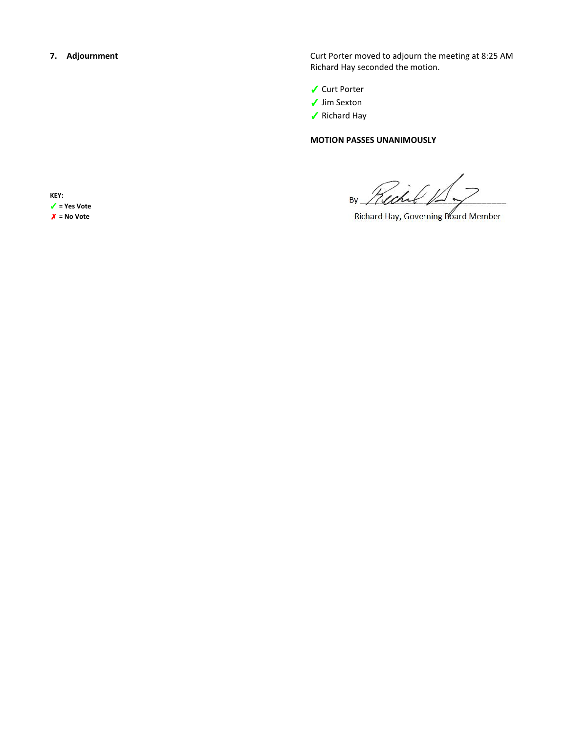### 7. Adjournment

Curt Porter moved to adjourn the meeting at 8:25 AM
Richard Hay seconded the motion.

✓ Curt Porter
✓ Jim Sexton
✓ Richard Hay

**MOTION PASSES UNANIMOUSLY**

**KEY:**
**✓ = Yes Vote**
**✗ = No Vote**

By ______________________________
Richard Hay, Governing Board Member